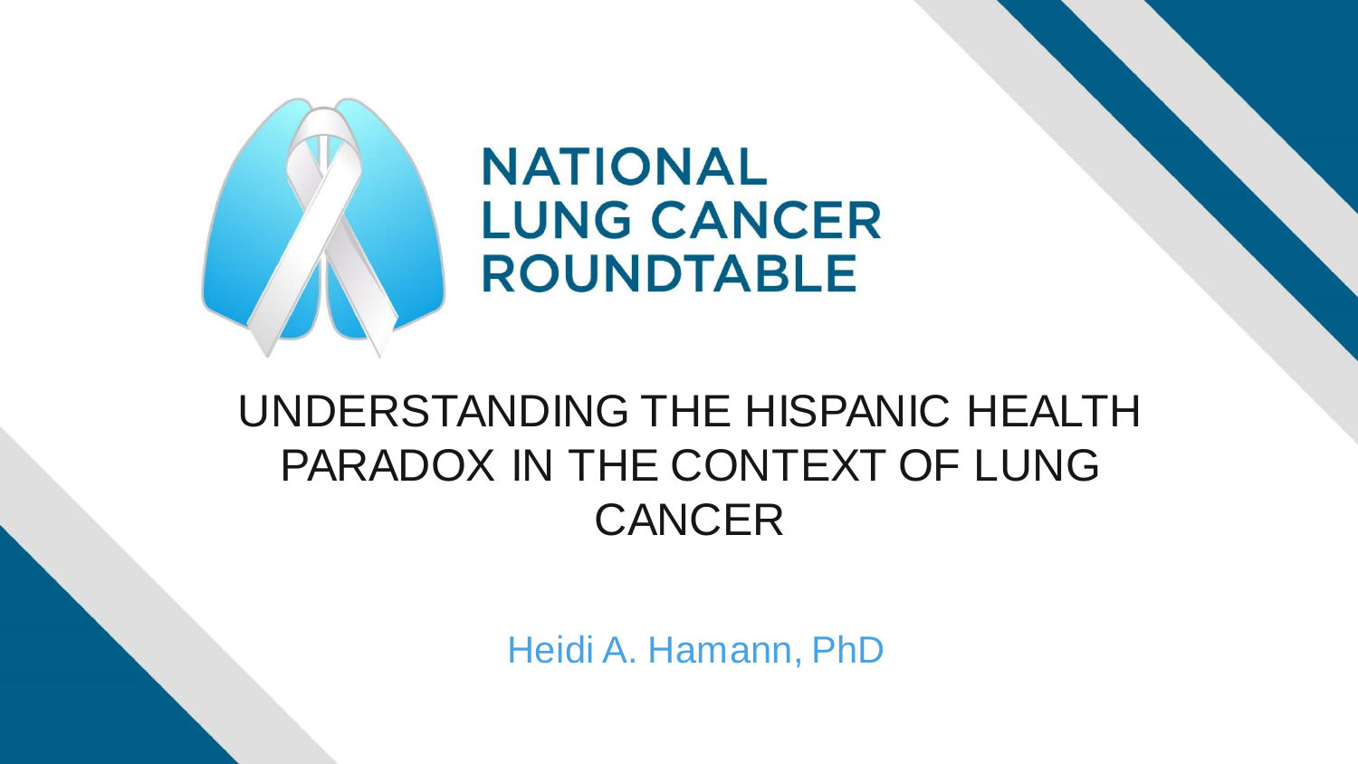NATIONAL LUNG CANCER ROUNDTABLE

# UNDERSTANDING THE HISPANIC HEALTH PARADOX IN THE CONTEXT OF LUNG CANCER

Heidi A. Hamann, PhD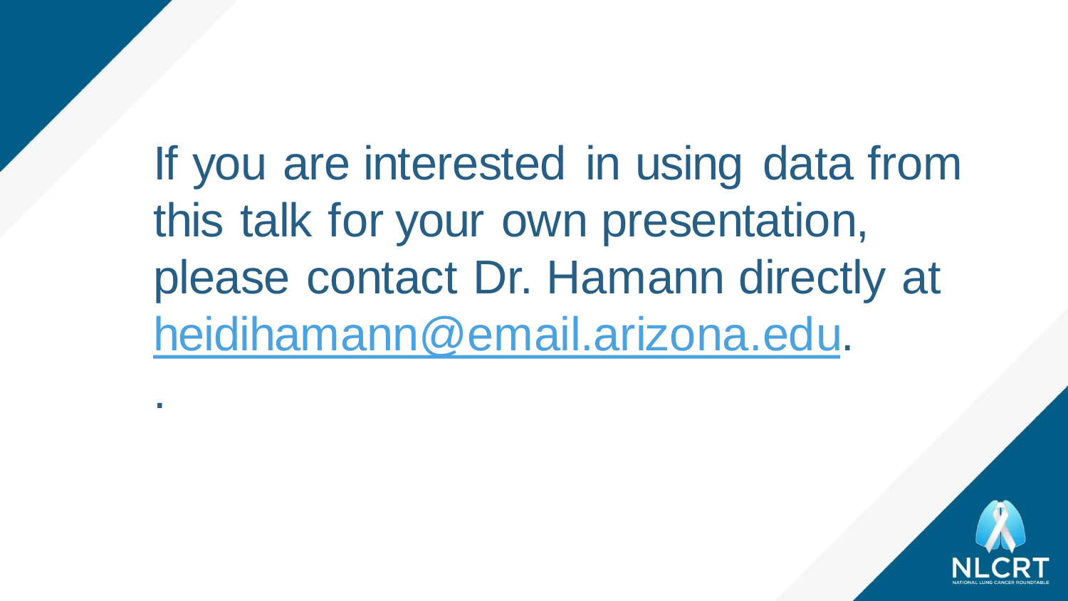If you are interested in using data from this talk for your own presentation, please contact Dr. Hamann directly at [heidihamann@email.arizona.edu](mailto:heidihamann@email.arizona.edu).

.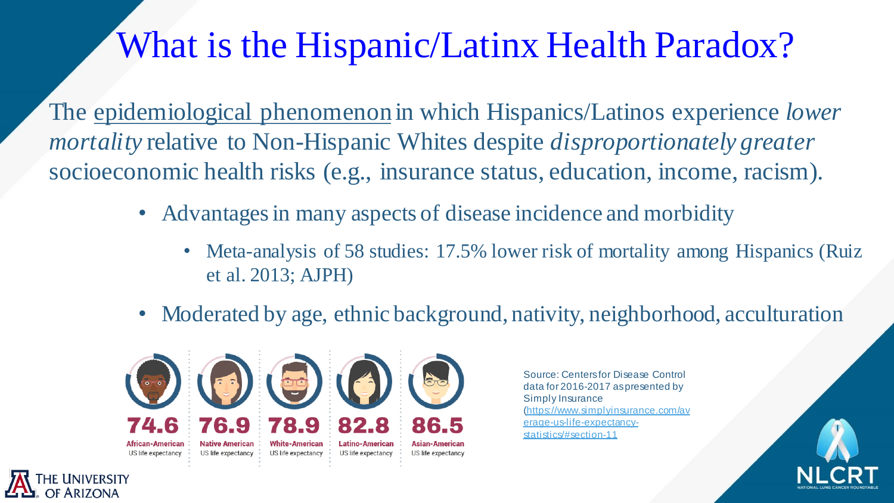# What is the Hispanic/Latinx Health Paradox?

The epidemiological phenomenon in which Hispanics/Latinos experience *lower mortality* relative to Non-Hispanic Whites despite *disproportionately greater* socioeconomic health risks (e.g., insurance status, education, income, racism).

- Advantages in many aspects of disease incidence and morbidity
  - Meta-analysis of 58 studies: 17.5% lower risk of mortality among Hispanics (Ruiz et al. 2013; AJPH)
- Moderated by age, ethnic background, nativity, neighborhood, acculturation

| 74.6 | 76.9 | 78.9 | 82.8 | 86.5 |
|---|---|---|---|---|
| African-American | Native American | White-American | Latino-American | Asian-American |
| US life expectancy | US life expectancy | US life expectancy | US life expectancy | US life expectancy |

Source: Centers for Disease Control data for 2016-2017 as presented by Simply Insurance (https://www.simplyinsurance.com/average-us-life-expectancy-statistics/#section-11)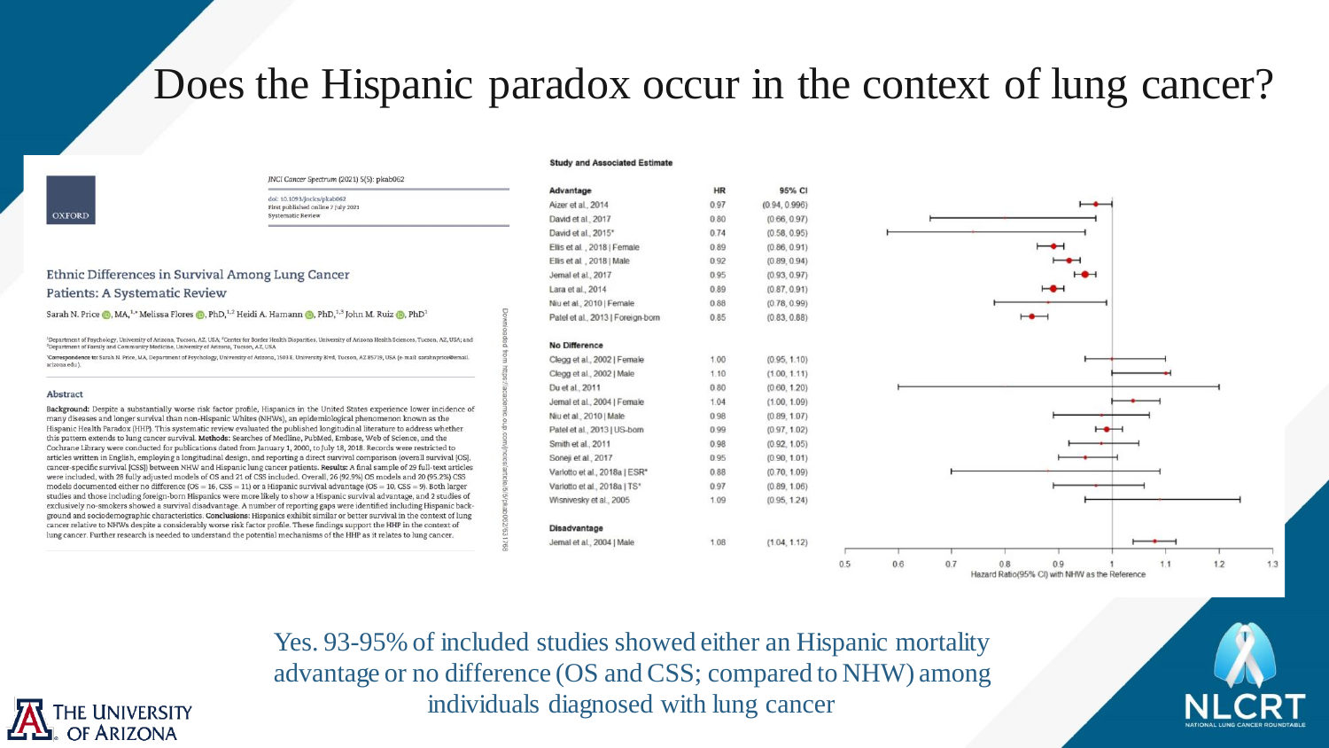# Does the Hispanic paradox occur in the context of lung cancer?

*JNCI Cancer Spectrum* (2021) 5(5): pkab062

doi: 10.1093/jncics/pkab062
First published online 7 July 2021
Systematic Review

## Ethnic Differences in Survival Among Lung Cancer Patients: A Systematic Review

Sarah N. Price, MA,[1,*] Melissa Flores, PhD,[1,2] Heidi A. Hamann, PhD,[1,3] John M. Ruiz, PhD[1]

[1]Department of Psychology, University of Arizona, Tucson, AZ, USA; [2]Centers for Border Health Disparities, University of Arizona Health Sciences, Tucson, AZ, USA; and [3]Department of Family and Community Medicine, University of Arizona, Tucson, AZ, USA

*Correspondence to: Sarah N. Price, MA, Department of Psychology, University of Arizona, 1503 E. University Blvd, Tucson, AZ 85719, USA (e-mail: sarahnprice@email.arizona.edu).

### Abstract

**Background:** Despite a substantially worse risk factor profile, Hispanics in the United States experience lower incidence of many diseases and longer survival than non-Hispanic Whites (NHWs), an epidemiological phenomenon known as the Hispanic Health Paradox (HHP). This systematic review evaluated the published longitudinal literature to address whether this pattern extends to lung cancer survival. **Methods:** Searches of Medline, PubMed, Embase, Web of Science, and the Cochrane Library were conducted for publications dated from January 1, 2000, to July 18, 2018. Records were restricted to articles written in English, employing a longitudinal design, and reporting a direct survival comparison (overall survival [OS], cancer-specific survival [CSS]) between NHW and Hispanic lung cancer patients. **Results:** A final sample of 29 full-text articles were included, with 28 fully adjusted models of OS and 21 of CSS included. Overall, 26 (92.9%) OS models and 20 (95.2%) CSS models documented either no difference (OS = 16, CSS = 11) or a Hispanic survival advantage (OS = 10, CSS = 9). Both larger studies and those including foreign-born Hispanics were more likely to show a Hispanic survival advantage, and 2 studies of exclusively never-smokers showed a survival disadvantage. A number of reporting gaps were identified including Hispanic background and sociodemographic characteristics. **Conclusions:** Hispanics exhibit similar or better survival in the context of lung cancer relative to NHWs despite a considerably worse risk factor profile. These findings support the HHP in the context of lung cancer. Further research is needed to understand the potential mechanisms of the HHP as it relates to lung cancer.

**Study and Associated Estimate**

| Study | HR | 95% CI |
|---|---|---|
| **Advantage** | | |
| Aizer et al., 2014 | 0.97 | (0.94, 0.996) |
| David et al., 2017 | 0.80 | (0.66, 0.97) |
| David et al., 2015* | 0.74 | (0.58, 0.95) |
| Ellis et al., 2018 \| Female | 0.89 | (0.86, 0.91) |
| Ellis et al., 2018 \| Male | 0.92 | (0.89, 0.94) |
| Jemal et al., 2017 | 0.95 | (0.93, 0.97) |
| Lara et al., 2014 | 0.89 | (0.87, 0.91) |
| Niu et al., 2010 \| Female | 0.88 | (0.78, 0.99) |
| Patel et al., 2013 \| Foreign-born | 0.85 | (0.83, 0.88) |
| **No Difference** | | |
| Clegg et al., 2002 \| Female | 1.00 | (0.95, 1.10) |
| Clegg et al., 2002 \| Male | 1.10 | (1.00, 1.11) |
| Du et al., 2011 | 0.80 | (0.60, 1.20) |
| Jemal et al., 2004 \| Female | 1.04 | (1.00, 1.09) |
| Niu et al., 2010 \| Male | 0.98 | (0.89, 1.07) |
| Patel et al., 2013 \| US-born | 0.99 | (0.97, 1.02) |
| Smith et al., 2011 | 0.98 | (0.92, 1.05) |
| Soneji et al., 2017 | 0.95 | (0.90, 1.01) |
| Varlotto et al., 2018a \| ESR* | 0.88 | (0.70, 1.09) |
| Varlotto et al., 2018a \| TS* | 0.97 | (0.89, 1.06) |
| Wisnivesky et al., 2005 | 1.09 | (0.95, 1.24) |
| **Disadvantage** | | |
| Jemal et al., 2004 \| Male | 1.08 | (1.04, 1.12) |

Hazard Ratio(95% CI) with NHW as the Reference

Yes. 93-95% of included studies showed either an Hispanic mortality advantage or no difference (OS and CSS; compared to NHW) among individuals diagnosed with lung cancer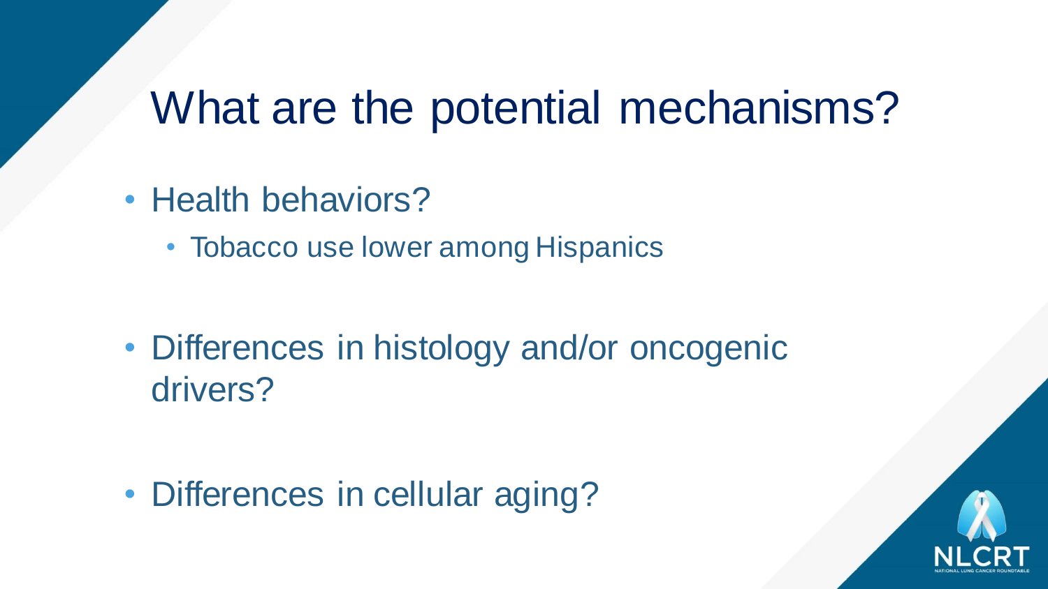# What are the potential mechanisms?

- Health behaviors?
  - Tobacco use lower among Hispanics
- Differences in histology and/or oncogenic drivers?
- Differences in cellular aging?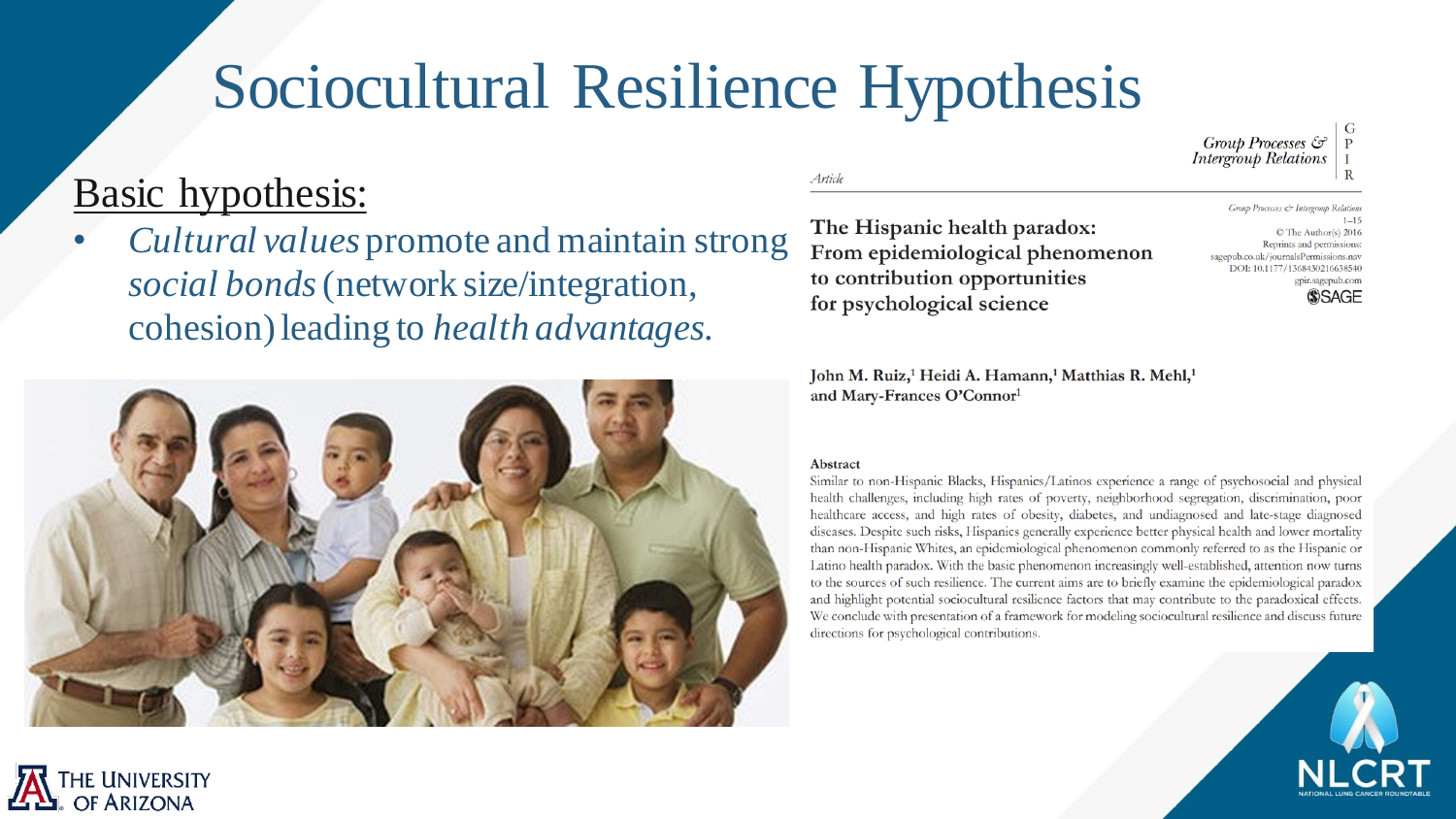# Sociocultural Resilience Hypothesis

## Basic hypothesis:

- *Cultural values* promote and maintain strong *social bonds* (network size/integration, cohesion) leading to *health advantages*.

*Article*

Group Processes & Intergroup Relations

Group Processes & Intergroup Relations
1–15
© The Author(s) 2016
Reprints and permissions: sagepub.co.uk/journalsPermissions.nav
DOI: 10.1177/1368430216638540
gpir.sagepub.com
SAGE

**The Hispanic health paradox: From epidemiological phenomenon to contribution opportunities for psychological science**

**John M. Ruiz,[1] Heidi A. Hamann,[1] Matthias R. Mehl,[1] and Mary-Frances O'Connor[1]**

**Abstract**

Similar to non-Hispanic Blacks, Hispanics/Latinos experience a range of psychosocial and physical health challenges, including high rates of poverty, neighborhood segregation, discrimination, poor healthcare access, and high rates of obesity, diabetes, and undiagnosed and late-stage diagnosed diseases. Despite such risks, Hispanics generally experience better physical health and lower mortality than non-Hispanic Whites, an epidemiological phenomenon commonly referred to as the Hispanic or Latino health paradox. With the basic phenomenon increasingly well-established, attention now turns to the sources of such resilience. The current aims are to briefly examine the epidemiological paradox and highlight potential sociocultural resilience factors that may contribute to the paradoxical effects. We conclude with presentation of a framework for modeling sociocultural resilience and discuss future directions for psychological contributions.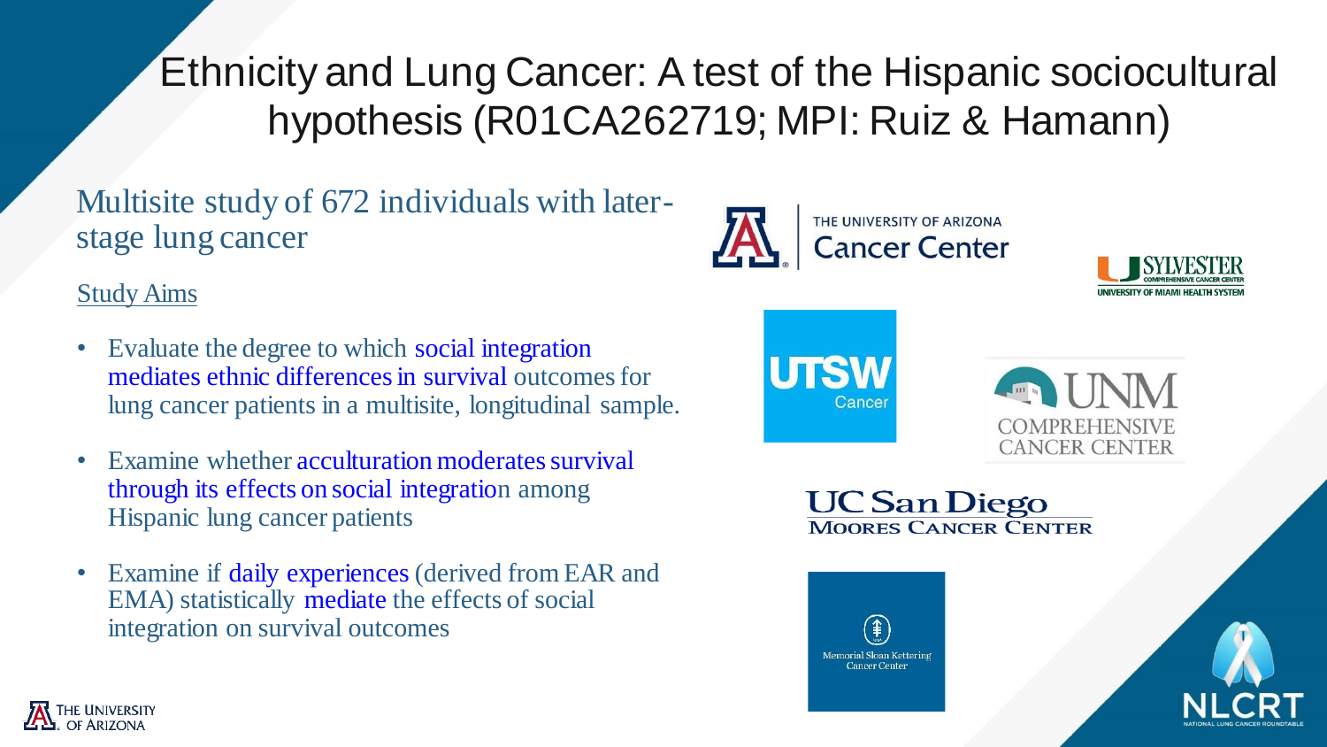# Ethnicity and Lung Cancer: A test of the Hispanic sociocultural hypothesis (R01CA262719; MPI: Ruiz & Hamann)

## Multisite study of 672 individuals with later-stage lung cancer

Study Aims

- Evaluate the degree to which social integration mediates ethnic differences in survival outcomes for lung cancer patients in a multisite, longitudinal sample.
- Examine whether acculturation moderates survival through its effects on social integration among Hispanic lung cancer patients
- Examine if daily experiences (derived from EAR and EMA) statistically mediate the effects of social integration on survival outcomes

THE UNIVERSITY OF ARIZONA Cancer Center

SYLVESTER COMPREHENSIVE CANCER CENTER UNIVERSITY OF MIAMI HEALTH SYSTEM

UTSW Cancer

UNM COMPREHENSIVE CANCER CENTER

UC San Diego MOORES CANCER CENTER

Memorial Sloan Kettering Cancer Center

NLCRT NATIONAL LUNG CANCER ROUNDTABLE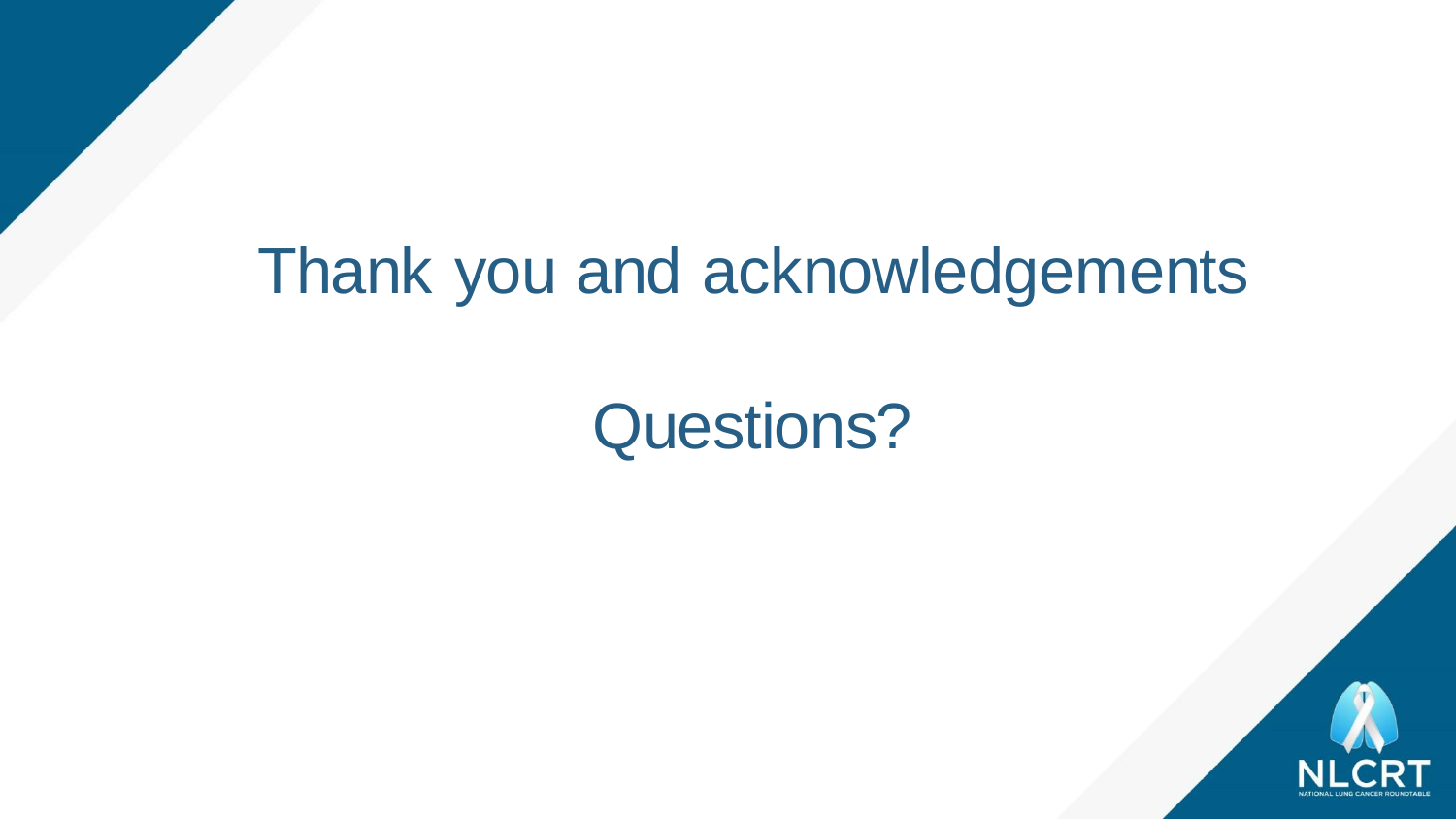# Thank you and acknowledgements

# Questions?